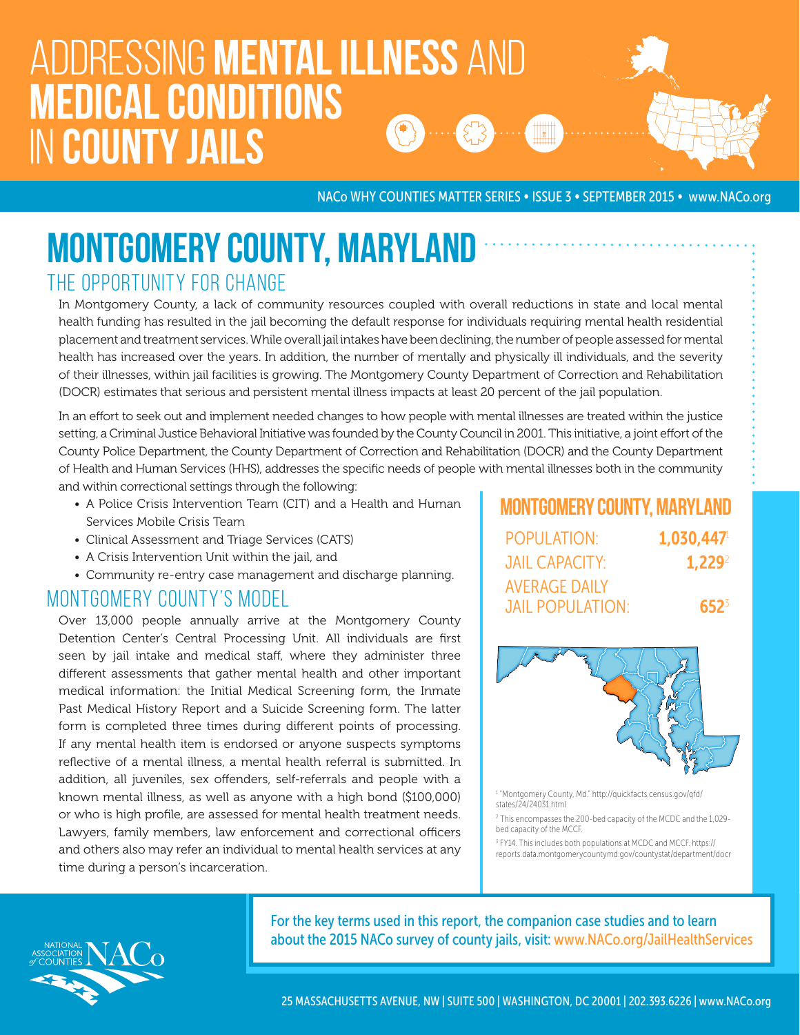# ADDRESSING MENTAL ILLNESS AND MEDICAL CONDITIONS IN COUNTY JAILS

NACo WHY COUNTIES MATTER SERIES • ISSUE 3 • SEPTEMBER 2015 • www.NACo.org

# MONTGOMERY COUNTY, MARYLAND

## THE OPPORTUNITY FOR CHANGE

In Montgomery County, a lack of community resources coupled with overall reductions in state and local mental health funding has resulted in the jail becoming the default response for individuals requiring mental health residential placement and treatment services. While overall jail intakes have been declining, the number of people assessed for mental health has increased over the years. In addition, the number of mentally and physically ill individuals, and the severity of their illnesses, within jail facilities is growing. The Montgomery County Department of Correction and Rehabilitation (DOCR) estimates that serious and persistent mental illness impacts at least 20 percent of the jail population.

In an effort to seek out and implement needed changes to how people with mental illnesses are treated within the justice setting, a Criminal Justice Behavioral Initiative was founded by the County Council in 2001. This initiative, a joint effort of the County Police Department, the County Department of Correction and Rehabilitation (DOCR) and the County Department of Health and Human Services (HHS), addresses the specific needs of people with mental illnesses both in the community and within correctional settings through the following:

- A Police Crisis Intervention Team (CIT) and a Health and Human Services Mobile Crisis Team
- Clinical Assessment and Triage Services (CATS)
- A Crisis Intervention Unit within the jail, and
- Community re-entry case management and discharge planning.

## MONTGOMERY COUNTY'S MODEL

Over 13,000 people annually arrive at the Montgomery County Detention Center's Central Processing Unit. All individuals are first seen by jail intake and medical staff, where they administer three different assessments that gather mental health and other important medical information: the Initial Medical Screening form, the Inmate Past Medical History Report and a Suicide Screening form. The latter form is completed three times during different points of processing. If any mental health item is endorsed or anyone suspects symptoms reflective of a mental illness, a mental health referral is submitted. In addition, all juveniles, sex offenders, self-referrals and people with a known mental illness, as well as anyone with a high bond ($100,000) or who is high profile, are assessed for mental health treatment needs. Lawyers, family members, law enforcement and correctional officers and others also may refer an individual to mental health services at any time during a person's incarceration.

### MONTGOMERY COUNTY, MARYLAND

| | |
|---|---|
| POPULATION: | 1,030,447[1] |
| JAIL CAPACITY: | 1,229[2] |
| AVERAGE DAILY JAIL POPULATION: | 652[3] |

[1] "Montgomery County, Md." http://quickfacts.census.gov/qfd/states/24/24031.html

[2] This encompasses the 200-bed capacity of the MCDC and the 1,029-bed capacity of the MCCF.

[3] FY14. This includes both populations at MCDC and MCCF. https://reports.data.montgomerycountymd.gov/countystat/department/docr

For the key terms used in this report, the companion case studies and to learn about the 2015 NACo survey of county jails, visit: www.NACo.org/JailHealthServices

25 MASSACHUSETTS AVENUE, NW | SUITE 500 | WASHINGTON, DC 20001 | 202.393.6226 | www.NACo.org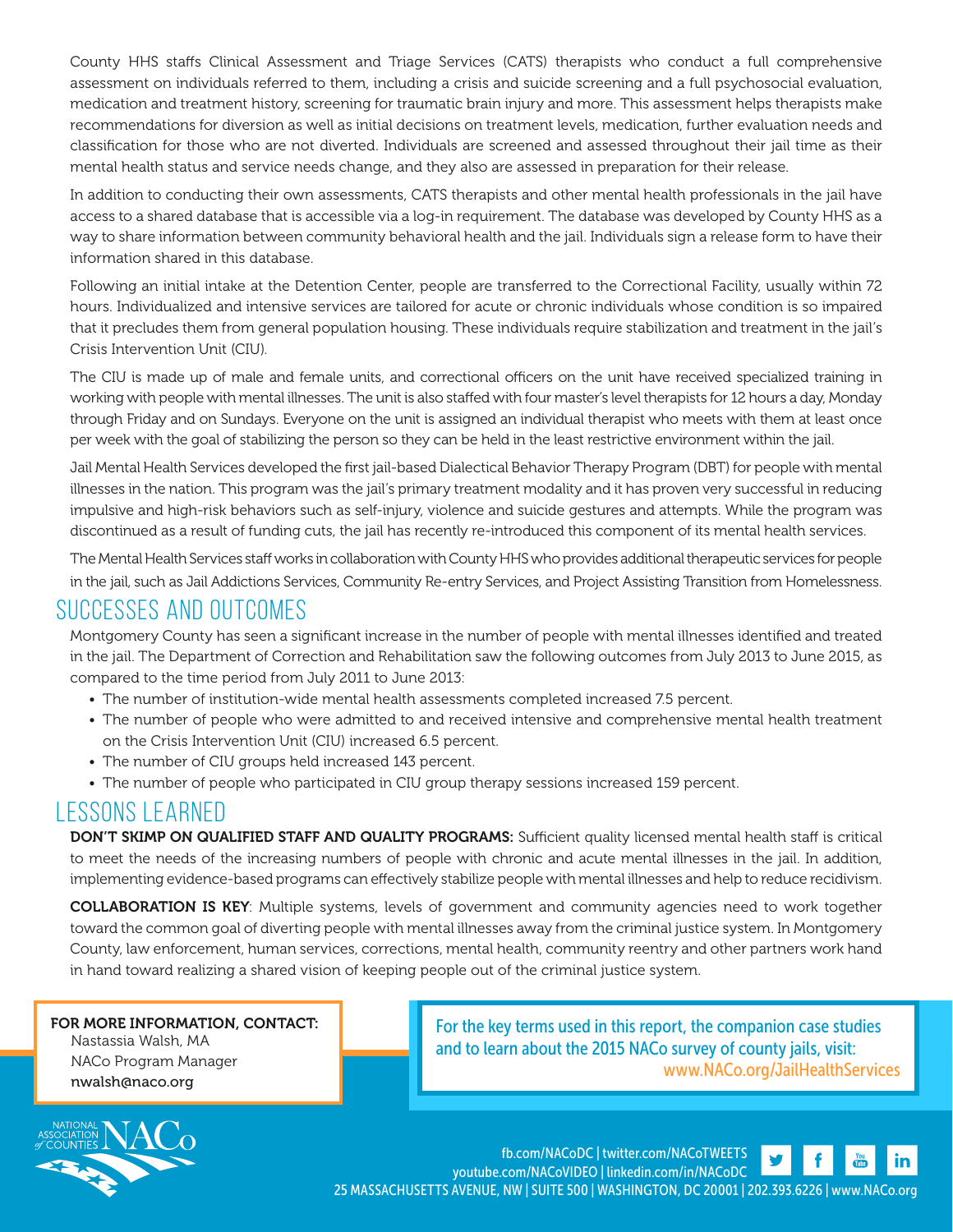County HHS staffs Clinical Assessment and Triage Services (CATS) therapists who conduct a full comprehensive assessment on individuals referred to them, including a crisis and suicide screening and a full psychosocial evaluation, medication and treatment history, screening for traumatic brain injury and more. This assessment helps therapists make recommendations for diversion as well as initial decisions on treatment levels, medication, further evaluation needs and classification for those who are not diverted. Individuals are screened and assessed throughout their jail time as their mental health status and service needs change, and they also are assessed in preparation for their release.

In addition to conducting their own assessments, CATS therapists and other mental health professionals in the jail have access to a shared database that is accessible via a log-in requirement. The database was developed by County HHS as a way to share information between community behavioral health and the jail. Individuals sign a release form to have their information shared in this database.

Following an initial intake at the Detention Center, people are transferred to the Correctional Facility, usually within 72 hours. Individualized and intensive services are tailored for acute or chronic individuals whose condition is so impaired that it precludes them from general population housing. These individuals require stabilization and treatment in the jail's Crisis Intervention Unit (CIU).

The CIU is made up of male and female units, and correctional officers on the unit have received specialized training in working with people with mental illnesses. The unit is also staffed with four master's level therapists for 12 hours a day, Monday through Friday and on Sundays. Everyone on the unit is assigned an individual therapist who meets with them at least once per week with the goal of stabilizing the person so they can be held in the least restrictive environment within the jail.

Jail Mental Health Services developed the first jail-based Dialectical Behavior Therapy Program (DBT) for people with mental illnesses in the nation. This program was the jail's primary treatment modality and it has proven very successful in reducing impulsive and high-risk behaviors such as self-injury, violence and suicide gestures and attempts. While the program was discontinued as a result of funding cuts, the jail has recently re-introduced this component of its mental health services.

The Mental Health Services staff works in collaboration with County HHS who provides additional therapeutic services for people in the jail, such as Jail Addictions Services, Community Re-entry Services, and Project Assisting Transition from Homelessness.

## SUCCESSES AND OUTCOMES

Montgomery County has seen a significant increase in the number of people with mental illnesses identified and treated in the jail. The Department of Correction and Rehabilitation saw the following outcomes from July 2013 to June 2015, as compared to the time period from July 2011 to June 2013:

- The number of institution-wide mental health assessments completed increased 7.5 percent.
- The number of people who were admitted to and received intensive and comprehensive mental health treatment on the Crisis Intervention Unit (CIU) increased 6.5 percent.
- The number of CIU groups held increased 143 percent.
- The number of people who participated in CIU group therapy sessions increased 159 percent.

## LESSONS LEARNED

**DON'T SKIMP ON QUALIFIED STAFF AND QUALITY PROGRAMS:** Sufficient quality licensed mental health staff is critical to meet the needs of the increasing numbers of people with chronic and acute mental illnesses in the jail. In addition, implementing evidence-based programs can effectively stabilize people with mental illnesses and help to reduce recidivism.

**COLLABORATION IS KEY**: Multiple systems, levels of government and community agencies need to work together toward the common goal of diverting people with mental illnesses away from the criminal justice system. In Montgomery County, law enforcement, human services, corrections, mental health, community reentry and other partners work hand in hand toward realizing a shared vision of keeping people out of the criminal justice system.

**FOR MORE INFORMATION, CONTACT:**
Nastassia Walsh, MA
NACo Program Manager
nwalsh@naco.org

For the key terms used in this report, the companion case studies and to learn about the 2015 NACo survey of county jails, visit:
www.NACo.org/JailHealthServices

fb.com/NACoDC | twitter.com/NACoTWEETS
youtube.com/NACoVIDEO | linkedin.com/in/NACoDC
25 MASSACHUSETTS AVENUE, NW | SUITE 500 | WASHINGTON, DC 20001 | 202.393.6226 | www.NACo.org